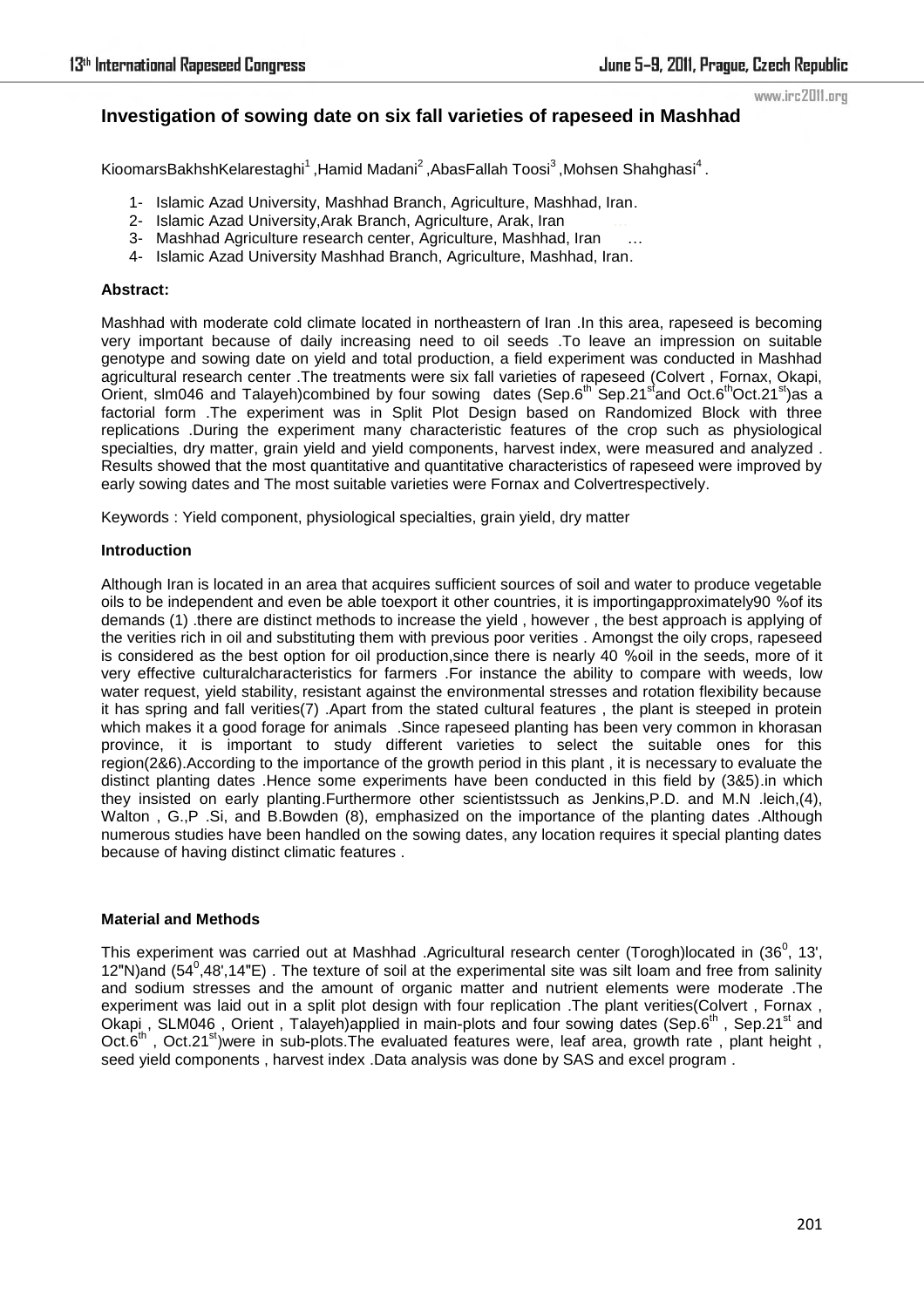# Investigation of sowing date on six fall varieties of rapeseed in Mashhad

KioomarsBakhshKelarestaghi[1] ,Hamid Madani[2] ,AbasFallah Toosi[3] ,Mohsen Shahghasi[4] .

1- Islamic Azad University, Mashhad Branch, Agriculture, Mashhad, Iran.
2- Islamic Azad University,Arak Branch, Agriculture, Arak, Iran
3- Mashhad Agriculture research center, Agriculture, Mashhad, Iran …
4- Islamic Azad University Mashhad Branch, Agriculture, Mashhad, Iran.

**Abstract:**

Mashhad with moderate cold climate located in northeastern of Iran .In this area, rapeseed is becoming very important because of daily increasing need to oil seeds .To leave an impression on suitable genotype and sowing date on yield and total production, a field experiment was conducted in Mashhad agricultural research center .The treatments were six fall varieties of rapeseed (Colvert , Fornax, Okapi, Orient, slm046 and Talayeh)combined by four sowing dates (Sep.6$^{th}$ Sep.21$^{st}$and Oct.6$^{th}$Oct.21$^{st}$)as a factorial form .The experiment was in Split Plot Design based on Randomized Block with three replications .During the experiment many characteristic features of the crop such as physiological specialties, dry matter, grain yield and yield components, harvest index, were measured and analyzed . Results showed that the most quantitative and quantitative characteristics of rapeseed were improved by early sowing dates and The most suitable varieties were Fornax and Colvertrespectively.

Keywords : Yield component, physiological specialties, grain yield, dry matter

**Introduction**

Although Iran is located in an area that acquires sufficient sources of soil and water to produce vegetable oils to be independent and even be able toexport it other countries, it is importingapproximately90 %of its demands (1) .there are distinct methods to increase the yield , however , the best approach is applying of the verities rich in oil and substituting them with previous poor verities . Amongst the oily crops, rapeseed is considered as the best option for oil production,since there is nearly 40 %oil in the seeds, more of it very effective culturalcharacteristics for farmers .For instance the ability to compare with weeds, low water request, yield stability, resistant against the environmental stresses and rotation flexibility because it has spring and fall verities(7) .Apart from the stated cultural features , the plant is steeped in protein which makes it a good forage for animals .Since rapeseed planting has been very common in khorasan province, it is important to study different varieties to select the suitable ones for this region(2&6).According to the importance of the growth period in this plant , it is necessary to evaluate the distinct planting dates .Hence some experiments have been conducted in this field by (3&5).in which they insisted on early planting.Furthermore other scientistssuch as Jenkins,P.D. and M.N .leich,(4), Walton , G.,P .Si, and B.Bowden (8), emphasized on the importance of the planting dates .Although numerous studies have been handled on the sowing dates, any location requires it special planting dates because of having distinct climatic features .

**Material and Methods**

This experiment was carried out at Mashhad .Agricultural research center (Torogh)located in (36$^{0}$, 13', 12"N)and (54$^{0}$,48',14"E) . The texture of soil at the experimental site was silt loam and free from salinity and sodium stresses and the amount of organic matter and nutrient elements were moderate .The experiment was laid out in a split plot design with four replication .The plant verities(Colvert , Fornax , Okapi , SLM046 , Orient , Talayeh)applied in main-plots and four sowing dates (Sep.6$^{th}$ , Sep.21$^{st}$ and Oct.6$^{th}$ , Oct.21$^{st}$)were in sub-plots.The evaluated features were, leaf area, growth rate , plant height , seed yield components , harvest index .Data analysis was done by SAS and excel program .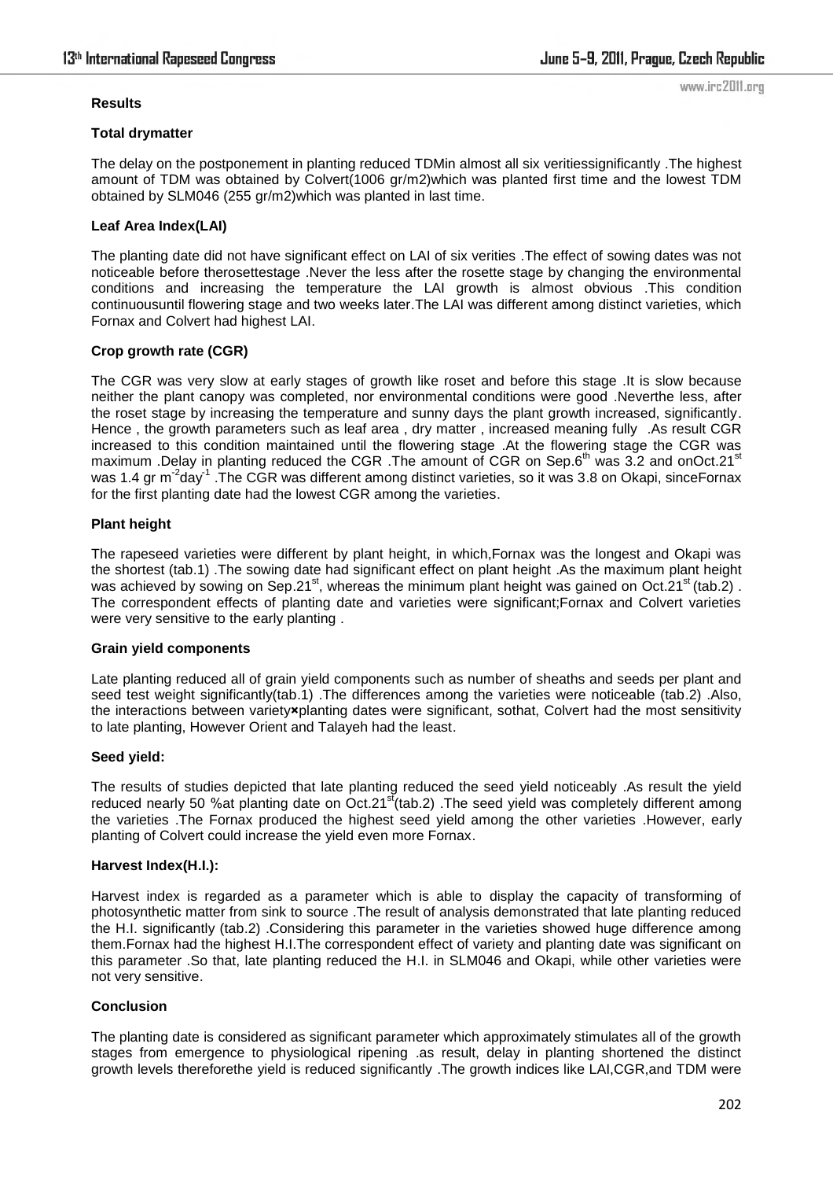## Results

### Total drymatter

The delay on the postponement in planting reduced TDMin almost all six veritiessignificantly .The highest amount of TDM was obtained by Colvert(1006 gr/m2)which was planted first time and the lowest TDM obtained by SLM046 (255 gr/m2)which was planted in last time.

### Leaf Area Index(LAI)

The planting date did not have significant effect on LAI of six verities .The effect of sowing dates was not noticeable before therosettestage .Never the less after the rosette stage by changing the environmental conditions and increasing the temperature the LAI growth is almost obvious .This condition continuousuntil flowering stage and two weeks later.The LAI was different among distinct varieties, which Fornax and Colvert had highest LAI.

### Crop growth rate (CGR)

The CGR was very slow at early stages of growth like roset and before this stage .It is slow because neither the plant canopy was completed, nor environmental conditions were good .Neverthe less, after the roset stage by increasing the temperature and sunny days the plant growth increased, significantly. Hence , the growth parameters such as leaf area , dry matter , increased meaning fully .As result CGR increased to this condition maintained until the flowering stage .At the flowering stage the CGR was maximum .Delay in planting reduced the CGR .The amount of CGR on Sep.6th was 3.2 and onOct.21st was 1.4 gr $m^{-2}day^{-1}$ .The CGR was different among distinct varieties, so it was 3.8 on Okapi, sinceFornax for the first planting date had the lowest CGR among the varieties.

### Plant height

The rapeseed varieties were different by plant height, in which,Fornax was the longest and Okapi was the shortest (tab.1) .The sowing date had significant effect on plant height .As the maximum plant height was achieved by sowing on Sep.21st, whereas the minimum plant height was gained on Oct.21st (tab.2) . The correspondent effects of planting date and varieties were significant;Fornax and Colvert varieties were very sensitive to the early planting .

### Grain yield components

Late planting reduced all of grain yield components such as number of sheaths and seeds per plant and seed test weight significantly(tab.1) .The differences among the varieties were noticeable (tab.2) .Also, the interactions between variety×planting dates were significant, sothat, Colvert had the most sensitivity to late planting, However Orient and Talayeh had the least.

### Seed yield:

The results of studies depicted that late planting reduced the seed yield noticeably .As result the yield reduced nearly 50 %at planting date on Oct.21st(tab.2) .The seed yield was completely different among the varieties .The Fornax produced the highest seed yield among the other varieties .However, early planting of Colvert could increase the yield even more Fornax.

### Harvest Index(H.I.):

Harvest index is regarded as a parameter which is able to display the capacity of transforming of photosynthetic matter from sink to source .The result of analysis demonstrated that late planting reduced the H.I. significantly (tab.2) .Considering this parameter in the varieties showed huge difference among them.Fornax had the highest H.I.The correspondent effect of variety and planting date was significant on this parameter .So that, late planting reduced the H.I. in SLM046 and Okapi, while other varieties were not very sensitive.

## Conclusion

The planting date is considered as significant parameter which approximately stimulates all of the growth stages from emergence to physiological ripening .as result, delay in planting shortened the distinct growth levels thereforethe yield is reduced significantly .The growth indices like LAI,CGR,and TDM were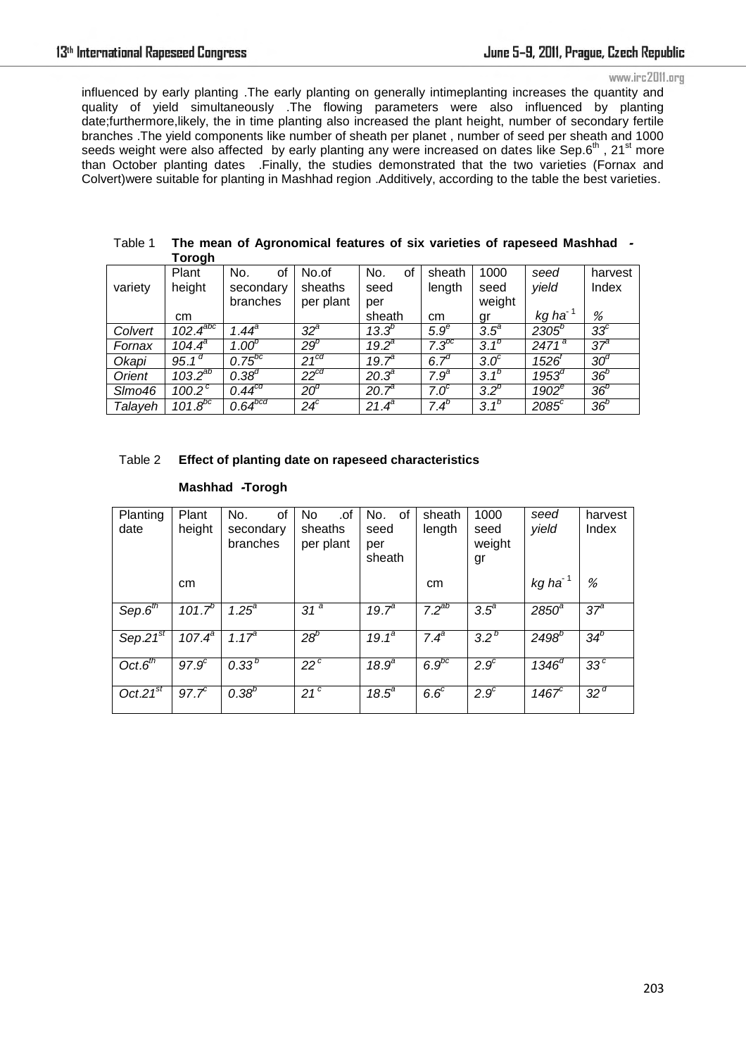influenced by early planting .The early planting on generally intimeplanting increases the quantity and quality of yield simultaneously .The flowing parameters were also influenced by planting date;furthermore,likely, the in time planting also increased the plant height, number of secondary fertile branches .The yield components like number of sheath per planet , number of seed per sheath and 1000 seeds weight were also affected by early planting any were increased on dates like Sep.6$^{th}$ , 21$^{st}$ more than October planting dates .Finally, the studies demonstrated that the two varieties (Fornax and Colvert)were suitable for planting in Mashhad region .Additively, according to the table the best varieties.

Table 1 **The mean of Agronomical features of six varieties of rapeseed Mashhad - Torogh**

| variety | Plant height | No. of secondary branches | No.of sheaths per plant | No. of seed per sheath | sheath length | 1000 seed weight | *seed yield* | harvest Index |
|---|---|---|---|---|---|---|---|---|
| | cm | | | | cm | gr | *kg ha$^{-1}$* | *%* |
| *Colvert* | *102.4$^{abc}$* | *1.44$^{a}$* | *32$^{a}$* | *13.3$^{b}$* | *5.9$^{e}$* | *3.5$^{a}$* | *2305$^{b}$* | *33$^{c}$* |
| *Fornax* | *104.4$^{a}$* | *1.00$^{b}$* | *29$^{b}$* | *19.2$^{a}$* | *7.3$^{bc}$* | *3.1$^{b}$* | *2471$^{a}$* | *37$^{a}$* |
| *Okapi* | *95.1$^{d}$* | *0.75$^{bc}$* | *21$^{cd}$* | *19.7$^{a}$* | *6.7$^{d}$* | *3.0$^{c}$* | *1526$^{f}$* | *30$^{d}$* |
| *Orient* | *103.2$^{ab}$* | *0.38$^{d}$* | *22$^{cd}$* | *20.3$^{a}$* | *7.9$^{a}$* | *3.1$^{b}$* | *1953$^{d}$* | *36$^{b}$* |
| *Slmo46* | *100.2$^{c}$* | *0.44$^{cd}$* | *20$^{d}$* | *20.7$^{a}$* | *7.0$^{c}$* | *3.2$^{b}$* | *1902$^{e}$* | *36$^{b}$* |
| *Talayeh* | *101.8$^{bc}$* | *0.64$^{bcd}$* | *24$^{c}$* | *21.4$^{a}$* | *7.4$^{b}$* | *3.1$^{b}$* | *2085$^{c}$* | *36$^{b}$* |

Table 2 **Effect of planting date on rapeseed characteristics**

**Mashhad -Torogh**

| Planting date | Plant height | No. of secondary branches | No .of sheaths per plant | No. of seed per sheath | sheath length | 1000 seed weight gr | *seed yield* | harvest Index |
|---|---|---|---|---|---|---|---|---|
| | cm | | | | cm | | *kg ha$^{-1}$* | *%* |
| *Sep.6$^{th}$* | *101.7$^{b}$* | *1.25$^{a}$* | *31$^{a}$* | *19.7$^{a}$* | *7.2$^{ab}$* | *3.5$^{a}$* | *2850$^{a}$* | *37$^{a}$* |
| *Sep.21$^{st}$* | *107.4$^{a}$* | *1.17$^{a}$* | *28$^{b}$* | *19.1$^{a}$* | *7.4$^{a}$* | *3.2$^{b}$* | *2498$^{b}$* | *34$^{b}$* |
| *Oct.6$^{th}$* | *97.9$^{c}$* | *0.33$^{b}$* | *22$^{c}$* | *18.9$^{a}$* | *6.9$^{bc}$* | *2.9$^{c}$* | *1346$^{d}$* | *33$^{c}$* |
| *Oct.21$^{st}$* | *97.7$^{c}$* | *0.38$^{b}$* | *21$^{c}$* | *18.5$^{a}$* | *6.6$^{c}$* | *2.9$^{c}$* | *1467$^{c}$* | *32$^{d}$* |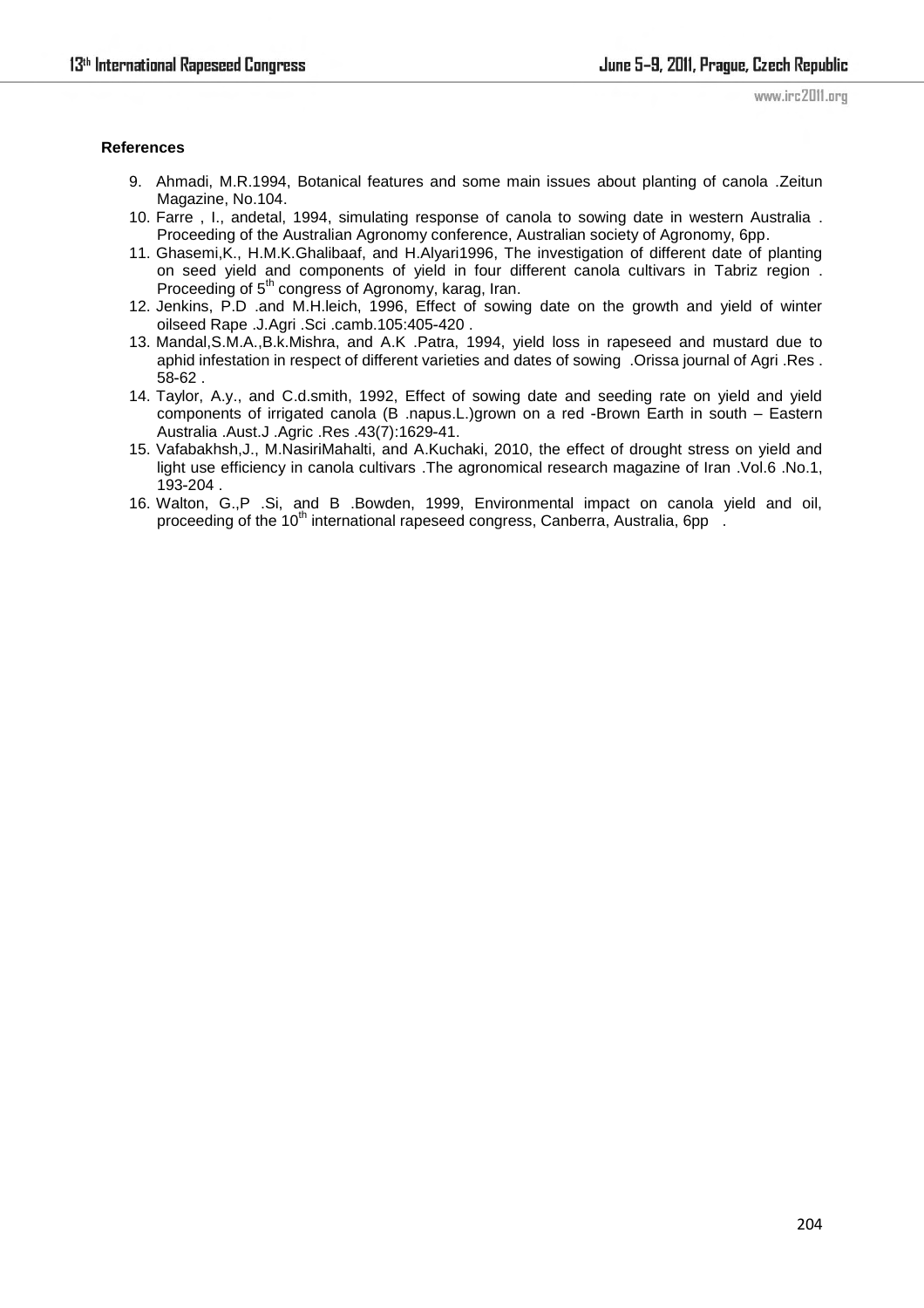**References**

9. Ahmadi, M.R.1994, Botanical features and some main issues about planting of canola .Zeitun Magazine, No.104.
10. Farre , I., andetal, 1994, simulating response of canola to sowing date in western Australia . Proceeding of the Australian Agronomy conference, Australian society of Agronomy, 6pp.
11. Ghasemi,K., H.M.K.Ghalibaaf, and H.Alyari1996, The investigation of different date of planting on seed yield and components of yield in four different canola cultivars in Tabriz region . Proceeding of 5th congress of Agronomy, karag, Iran.
12. Jenkins, P.D .and M.H.leich, 1996, Effect of sowing date on the growth and yield of winter oilseed Rape .J.Agri .Sci .camb.105:405-420 .
13. Mandal,S.M.A.,B.k.Mishra, and A.K .Patra, 1994, yield loss in rapeseed and mustard due to aphid infestation in respect of different varieties and dates of sowing .Orissa journal of Agri .Res . 58-62 .
14. Taylor, A.y., and C.d.smith, 1992, Effect of sowing date and seeding rate on yield and yield components of irrigated canola (B .napus.L.)grown on a red -Brown Earth in south – Eastern Australia .Aust.J .Agric .Res .43(7):1629-41.
15. Vafabakhsh,J., M.NasiriMahalti, and A.Kuchaki, 2010, the effect of drought stress on yield and light use efficiency in canola cultivars .The agronomical research magazine of Iran .Vol.6 .No.1, 193-204 .
16. Walton, G.,P .Si, and B .Bowden, 1999, Environmental impact on canola yield and oil, proceeding of the 10th international rapeseed congress, Canberra, Australia, 6pp .